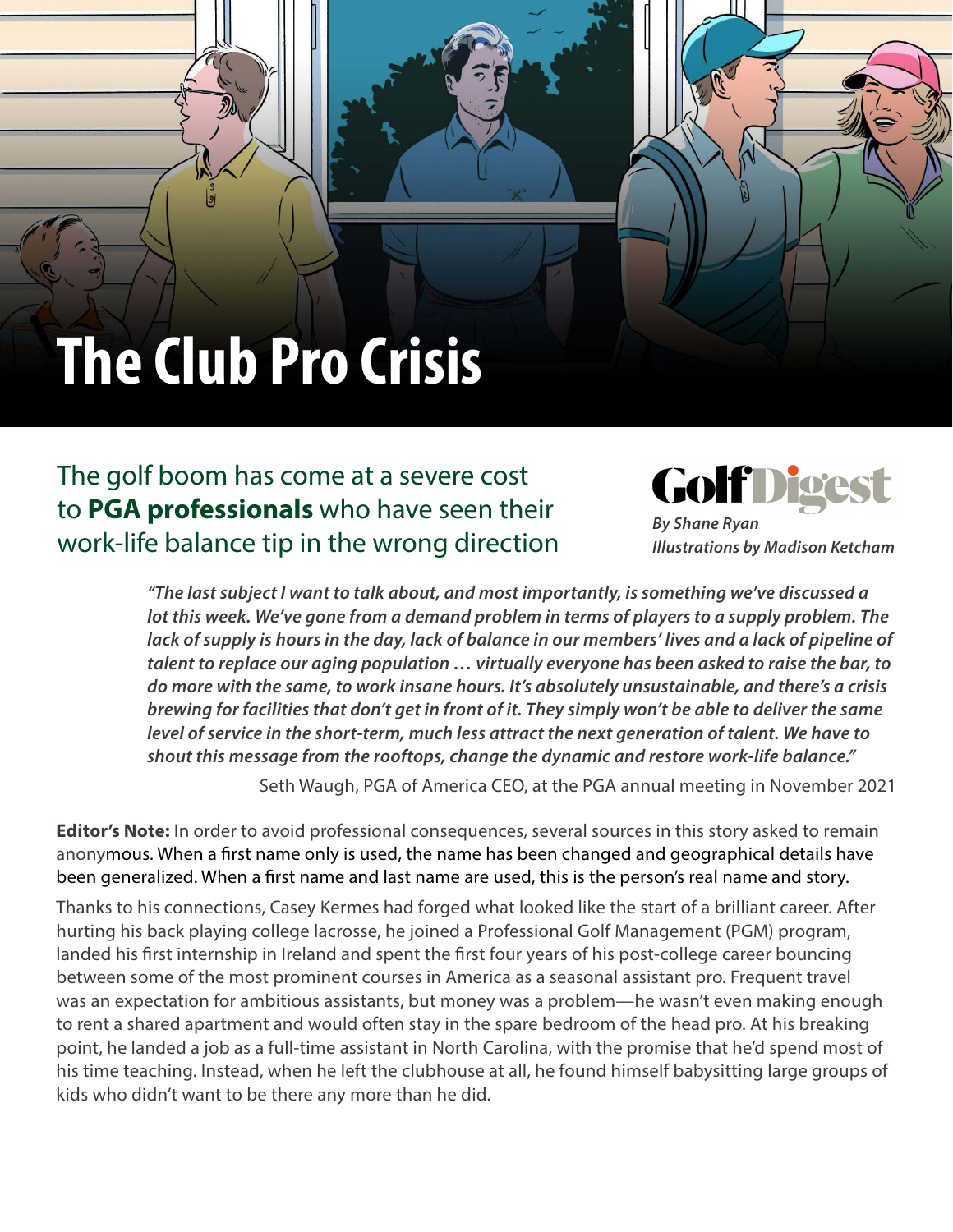# The Club Pro Crisis

## The golf boom has come at a severe cost to **PGA professionals** who have seen their work-life balance tip in the wrong direction

Golf Digest

***By Shane Ryan***
***Illustrations by Madison Ketcham***

> ***"The last subject I want to talk about, and most importantly, is something we've discussed a lot this week. We've gone from a demand problem in terms of players to a supply problem. The lack of supply is hours in the day, lack of balance in our members' lives and a lack of pipeline of talent to replace our aging population … virtually everyone has been asked to raise the bar, to do more with the same, to work insane hours. It's absolutely unsustainable, and there's a crisis brewing for facilities that don't get in front of it. They simply won't be able to deliver the same level of service in the short-term, much less attract the next generation of talent. We have to shout this message from the rooftops, change the dynamic and restore work-life balance."***
>
> Seth Waugh, PGA of America CEO, at the PGA annual meeting in November 2021

**Editor's Note:** In order to avoid professional consequences, several sources in this story asked to remain anonymous. When a first name only is used, the name has been changed and geographical details have been generalized. When a first name and last name are used, this is the person's real name and story.

Thanks to his connections, Casey Kermes had forged what looked like the start of a brilliant career. After hurting his back playing college lacrosse, he joined a Professional Golf Management (PGM) program, landed his first internship in Ireland and spent the first four years of his post-college career bouncing between some of the most prominent courses in America as a seasonal assistant pro. Frequent travel was an expectation for ambitious assistants, but money was a problem—he wasn't even making enough to rent a shared apartment and would often stay in the spare bedroom of the head pro. At his breaking point, he landed a job as a full-time assistant in North Carolina, with the promise that he'd spend most of his time teaching. Instead, when he left the clubhouse at all, he found himself babysitting large groups of kids who didn't want to be there any more than he did.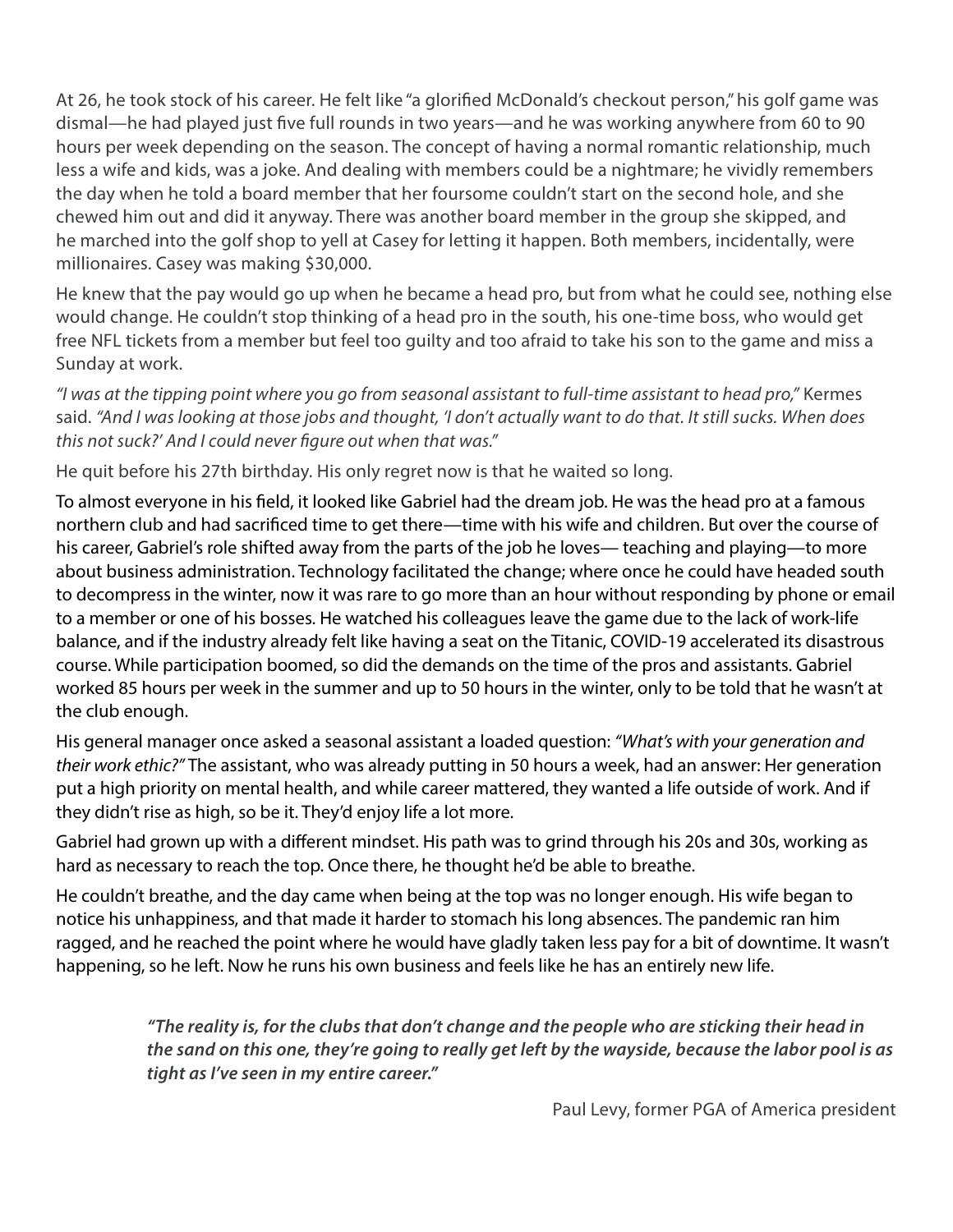At 26, he took stock of his career. He felt like "a glorified McDonald's checkout person," his golf game was dismal—he had played just five full rounds in two years—and he was working anywhere from 60 to 90 hours per week depending on the season. The concept of having a normal romantic relationship, much less a wife and kids, was a joke. And dealing with members could be a nightmare; he vividly remembers the day when he told a board member that her foursome couldn't start on the second hole, and she chewed him out and did it anyway. There was another board member in the group she skipped, and he marched into the golf shop to yell at Casey for letting it happen. Both members, incidentally, were millionaires. Casey was making $30,000.

He knew that the pay would go up when he became a head pro, but from what he could see, nothing else would change. He couldn't stop thinking of a head pro in the south, his one-time boss, who would get free NFL tickets from a member but feel too guilty and too afraid to take his son to the game and miss a Sunday at work.

*"I was at the tipping point where you go from seasonal assistant to full-time assistant to head pro,"* Kermes said. *"And I was looking at those jobs and thought, 'I don't actually want to do that. It still sucks. When does this not suck?' And I could never figure out when that was."*

He quit before his 27th birthday. His only regret now is that he waited so long.

To almost everyone in his field, it looked like Gabriel had the dream job. He was the head pro at a famous northern club and had sacrificed time to get there—time with his wife and children. But over the course of his career, Gabriel's role shifted away from the parts of the job he loves— teaching and playing—to more about business administration. Technology facilitated the change; where once he could have headed south to decompress in the winter, now it was rare to go more than an hour without responding by phone or email to a member or one of his bosses. He watched his colleagues leave the game due to the lack of work-life balance, and if the industry already felt like having a seat on the Titanic, COVID-19 accelerated its disastrous course. While participation boomed, so did the demands on the time of the pros and assistants. Gabriel worked 85 hours per week in the summer and up to 50 hours in the winter, only to be told that he wasn't at the club enough.

His general manager once asked a seasonal assistant a loaded question: *"What's with your generation and their work ethic?"* The assistant, who was already putting in 50 hours a week, had an answer: Her generation put a high priority on mental health, and while career mattered, they wanted a life outside of work. And if they didn't rise as high, so be it. They'd enjoy life a lot more.

Gabriel had grown up with a different mindset. His path was to grind through his 20s and 30s, working as hard as necessary to reach the top. Once there, he thought he'd be able to breathe.

He couldn't breathe, and the day came when being at the top was no longer enough. His wife began to notice his unhappiness, and that made it harder to stomach his long absences. The pandemic ran him ragged, and he reached the point where he would have gladly taken less pay for a bit of downtime. It wasn't happening, so he left. Now he runs his own business and feels like he has an entirely new life.

> ***"The reality is, for the clubs that don't change and the people who are sticking their head in the sand on this one, they're going to really get left by the wayside, because the labor pool is as tight as I've seen in my entire career."***
>
> Paul Levy, former PGA of America president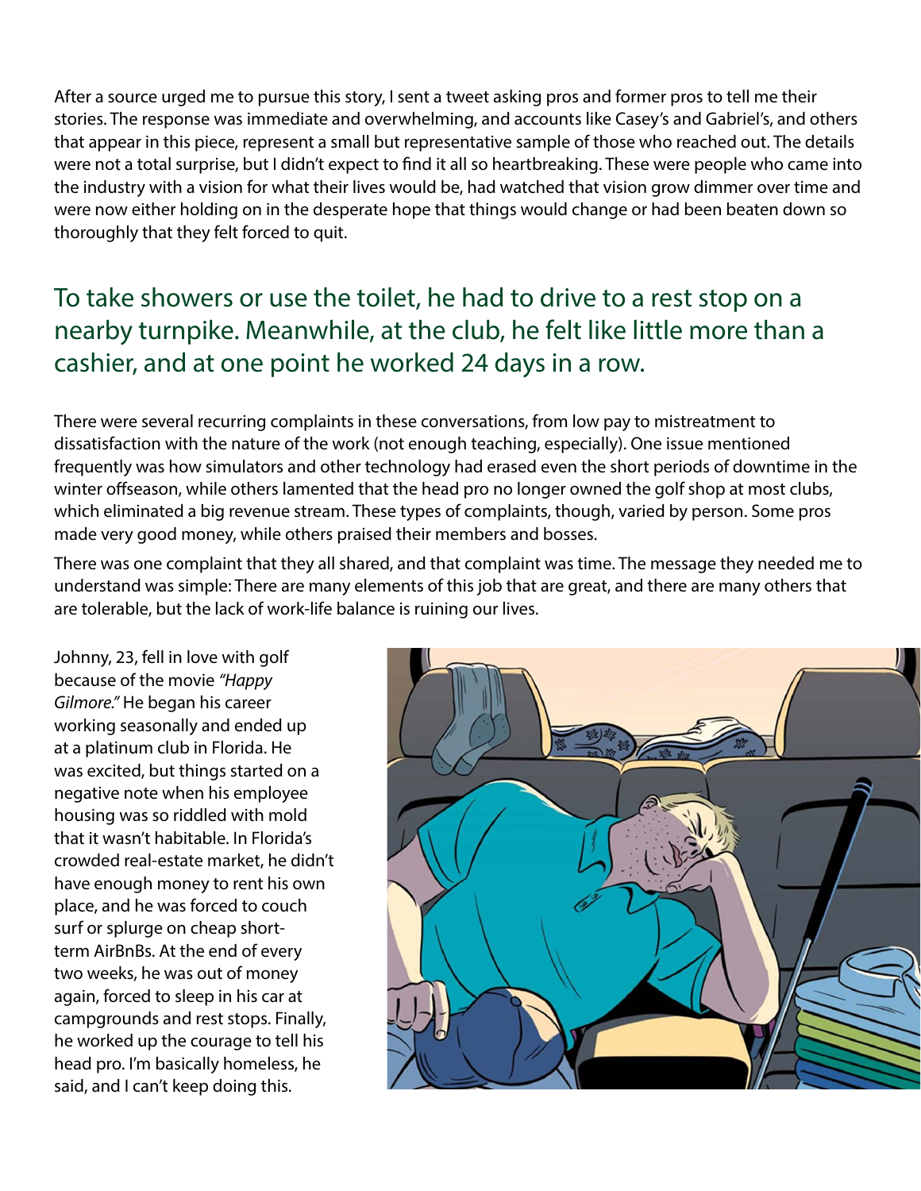After a source urged me to pursue this story, I sent a tweet asking pros and former pros to tell me their stories. The response was immediate and overwhelming, and accounts like Casey's and Gabriel's, and others that appear in this piece, represent a small but representative sample of those who reached out. The details were not a total surprise, but I didn't expect to find it all so heartbreaking. These were people who came into the industry with a vision for what their lives would be, had watched that vision grow dimmer over time and were now either holding on in the desperate hope that things would change or had been beaten down so thoroughly that they felt forced to quit.

## To take showers or use the toilet, he had to drive to a rest stop on a nearby turnpike. Meanwhile, at the club, he felt like little more than a cashier, and at one point he worked 24 days in a row.

There were several recurring complaints in these conversations, from low pay to mistreatment to dissatisfaction with the nature of the work (not enough teaching, especially). One issue mentioned frequently was how simulators and other technology had erased even the short periods of downtime in the winter offseason, while others lamented that the head pro no longer owned the golf shop at most clubs, which eliminated a big revenue stream. These types of complaints, though, varied by person. Some pros made very good money, while others praised their members and bosses.

There was one complaint that they all shared, and that complaint was time. The message they needed me to understand was simple: There are many elements of this job that are great, and there are many others that are tolerable, but the lack of work-life balance is ruining our lives.

Johnny, 23, fell in love with golf because of the movie *"Happy Gilmore."* He began his career working seasonally and ended up at a platinum club in Florida. He was excited, but things started on a negative note when his employee housing was so riddled with mold that it wasn't habitable. In Florida's crowded real-estate market, he didn't have enough money to rent his own place, and he was forced to couch surf or splurge on cheap short-term AirBnBs. At the end of every two weeks, he was out of money again, forced to sleep in his car at campgrounds and rest stops. Finally, he worked up the courage to tell his head pro. I'm basically homeless, he said, and I can't keep doing this.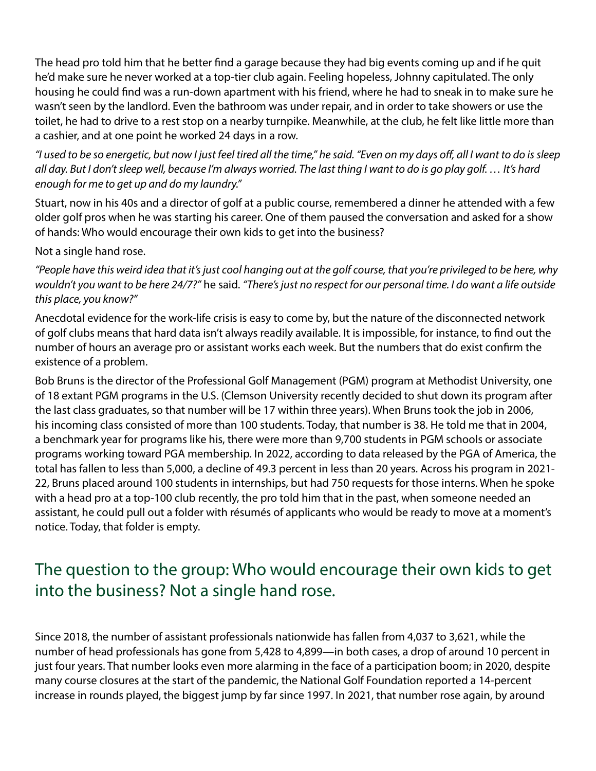The head pro told him that he better find a garage because they had big events coming up and if he quit he'd make sure he never worked at a top-tier club again. Feeling hopeless, Johnny capitulated. The only housing he could find was a run-down apartment with his friend, where he had to sneak in to make sure he wasn't seen by the landlord. Even the bathroom was under repair, and in order to take showers or use the toilet, he had to drive to a rest stop on a nearby turnpike. Meanwhile, at the club, he felt like little more than a cashier, and at one point he worked 24 days in a row.

*"I used to be so energetic, but now I just feel tired all the time," he said. "Even on my days off, all I want to do is sleep all day. But I don't sleep well, because I'm always worried. The last thing I want to do is go play golf. … It's hard enough for me to get up and do my laundry."*

Stuart, now in his 40s and a director of golf at a public course, remembered a dinner he attended with a few older golf pros when he was starting his career. One of them paused the conversation and asked for a show of hands: Who would encourage their own kids to get into the business?

Not a single hand rose.

*"People have this weird idea that it's just cool hanging out at the golf course, that you're privileged to be here, why wouldn't you want to be here 24/7?"* he said. *"There's just no respect for our personal time. I do want a life outside this place, you know?"*

Anecdotal evidence for the work-life crisis is easy to come by, but the nature of the disconnected network of golf clubs means that hard data isn't always readily available. It is impossible, for instance, to find out the number of hours an average pro or assistant works each week. But the numbers that do exist confirm the existence of a problem.

Bob Bruns is the director of the Professional Golf Management (PGM) program at Methodist University, one of 18 extant PGM programs in the U.S. (Clemson University recently decided to shut down its program after the last class graduates, so that number will be 17 within three years). When Bruns took the job in 2006, his incoming class consisted of more than 100 students. Today, that number is 38. He told me that in 2004, a benchmark year for programs like his, there were more than 9,700 students in PGM schools or associate programs working toward PGA membership. In 2022, according to data released by the PGA of America, the total has fallen to less than 5,000, a decline of 49.3 percent in less than 20 years. Across his program in 2021-22, Bruns placed around 100 students in internships, but had 750 requests for those interns. When he spoke with a head pro at a top-100 club recently, the pro told him that in the past, when someone needed an assistant, he could pull out a folder with résumés of applicants who would be ready to move at a moment's notice. Today, that folder is empty.

## The question to the group: Who would encourage their own kids to get into the business? Not a single hand rose.

Since 2018, the number of assistant professionals nationwide has fallen from 4,037 to 3,621, while the number of head professionals has gone from 5,428 to 4,899—in both cases, a drop of around 10 percent in just four years. That number looks even more alarming in the face of a participation boom; in 2020, despite many course closures at the start of the pandemic, the National Golf Foundation reported a 14-percent increase in rounds played, the biggest jump by far since 1997. In 2021, that number rose again, by around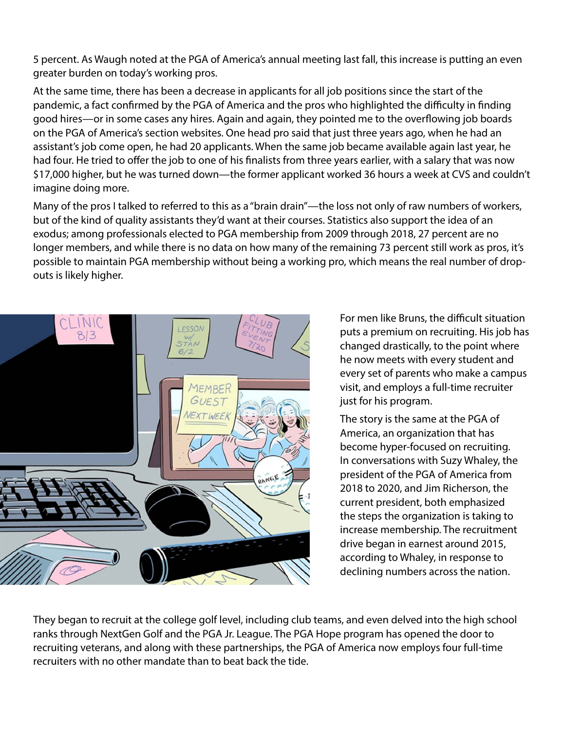5 percent. As Waugh noted at the PGA of America's annual meeting last fall, this increase is putting an even greater burden on today's working pros.

At the same time, there has been a decrease in applicants for all job positions since the start of the pandemic, a fact confirmed by the PGA of America and the pros who highlighted the difficulty in finding good hires—or in some cases any hires. Again and again, they pointed me to the overflowing job boards on the PGA of America's section websites. One head pro said that just three years ago, when he had an assistant's job come open, he had 20 applicants. When the same job became available again last year, he had four. He tried to offer the job to one of his finalists from three years earlier, with a salary that was now $17,000 higher, but he was turned down—the former applicant worked 36 hours a week at CVS and couldn't imagine doing more.

Many of the pros I talked to referred to this as a "brain drain"—the loss not only of raw numbers of workers, but of the kind of quality assistants they'd want at their courses. Statistics also support the idea of an exodus; among professionals elected to PGA membership from 2009 through 2018, 27 percent are no longer members, and while there is no data on how many of the remaining 73 percent still work as pros, it's possible to maintain PGA membership without being a working pro, which means the real number of drop-outs is likely higher.

For men like Bruns, the difficult situation puts a premium on recruiting. His job has changed drastically, to the point where he now meets with every student and every set of parents who make a campus visit, and employs a full-time recruiter just for his program.

The story is the same at the PGA of America, an organization that has become hyper-focused on recruiting. In conversations with Suzy Whaley, the president of the PGA of America from 2018 to 2020, and Jim Richerson, the current president, both emphasized the steps the organization is taking to increase membership. The recruitment drive began in earnest around 2015, according to Whaley, in response to declining numbers across the nation.

They began to recruit at the college golf level, including club teams, and even delved into the high school ranks through NextGen Golf and the PGA Jr. League. The PGA Hope program has opened the door to recruiting veterans, and along with these partnerships, the PGA of America now employs four full-time recruiters with no other mandate than to beat back the tide.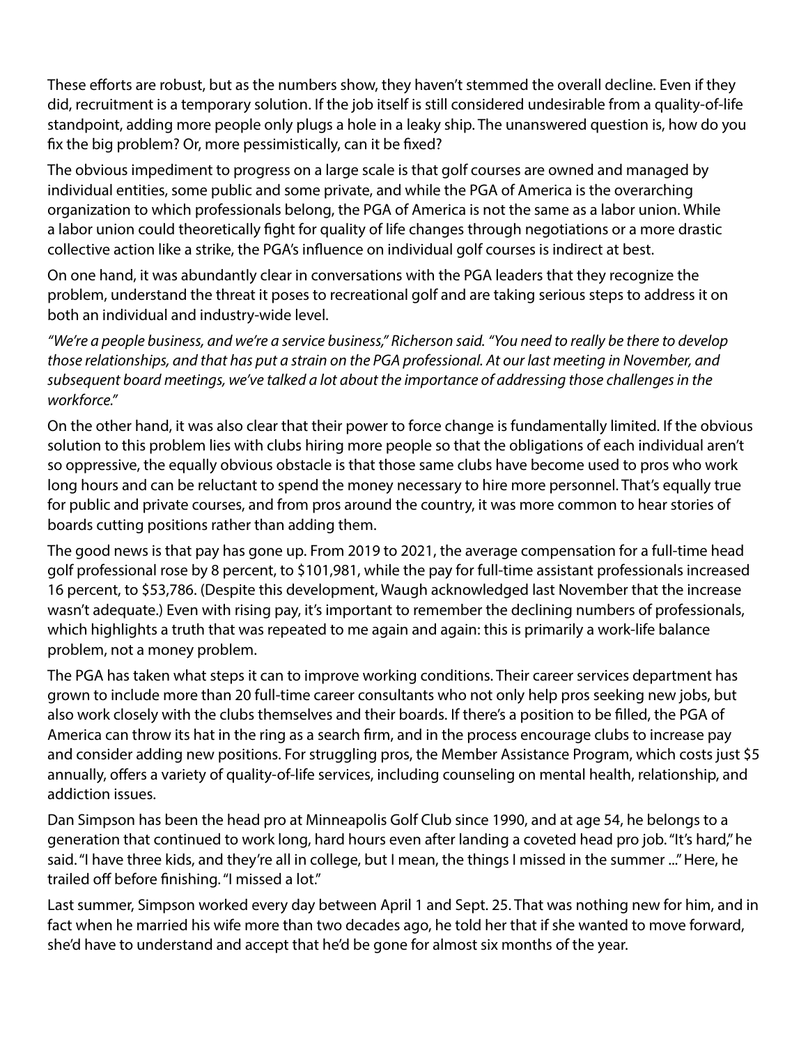These efforts are robust, but as the numbers show, they haven't stemmed the overall decline. Even if they did, recruitment is a temporary solution. If the job itself is still considered undesirable from a quality-of-life standpoint, adding more people only plugs a hole in a leaky ship. The unanswered question is, how do you fix the big problem? Or, more pessimistically, can it be fixed?

The obvious impediment to progress on a large scale is that golf courses are owned and managed by individual entities, some public and some private, and while the PGA of America is the overarching organization to which professionals belong, the PGA of America is not the same as a labor union. While a labor union could theoretically fight for quality of life changes through negotiations or a more drastic collective action like a strike, the PGA's influence on individual golf courses is indirect at best.

On one hand, it was abundantly clear in conversations with the PGA leaders that they recognize the problem, understand the threat it poses to recreational golf and are taking serious steps to address it on both an individual and industry-wide level.

*"We're a people business, and we're a service business," Richerson said. "You need to really be there to develop those relationships, and that has put a strain on the PGA professional. At our last meeting in November, and subsequent board meetings, we've talked a lot about the importance of addressing those challenges in the workforce."*

On the other hand, it was also clear that their power to force change is fundamentally limited. If the obvious solution to this problem lies with clubs hiring more people so that the obligations of each individual aren't so oppressive, the equally obvious obstacle is that those same clubs have become used to pros who work long hours and can be reluctant to spend the money necessary to hire more personnel. That's equally true for public and private courses, and from pros around the country, it was more common to hear stories of boards cutting positions rather than adding them.

The good news is that pay has gone up. From 2019 to 2021, the average compensation for a full-time head golf professional rose by 8 percent, to $101,981, while the pay for full-time assistant professionals increased 16 percent, to $53,786. (Despite this development, Waugh acknowledged last November that the increase wasn't adequate.) Even with rising pay, it's important to remember the declining numbers of professionals, which highlights a truth that was repeated to me again and again: this is primarily a work-life balance problem, not a money problem.

The PGA has taken what steps it can to improve working conditions. Their career services department has grown to include more than 20 full-time career consultants who not only help pros seeking new jobs, but also work closely with the clubs themselves and their boards. If there's a position to be filled, the PGA of America can throw its hat in the ring as a search firm, and in the process encourage clubs to increase pay and consider adding new positions. For struggling pros, the Member Assistance Program, which costs just $5 annually, offers a variety of quality-of-life services, including counseling on mental health, relationship, and addiction issues.

Dan Simpson has been the head pro at Minneapolis Golf Club since 1990, and at age 54, he belongs to a generation that continued to work long, hard hours even after landing a coveted head pro job. "It's hard," he said. "I have three kids, and they're all in college, but I mean, the things I missed in the summer ..." Here, he trailed off before finishing. "I missed a lot."

Last summer, Simpson worked every day between April 1 and Sept. 25. That was nothing new for him, and in fact when he married his wife more than two decades ago, he told her that if she wanted to move forward, she'd have to understand and accept that he'd be gone for almost six months of the year.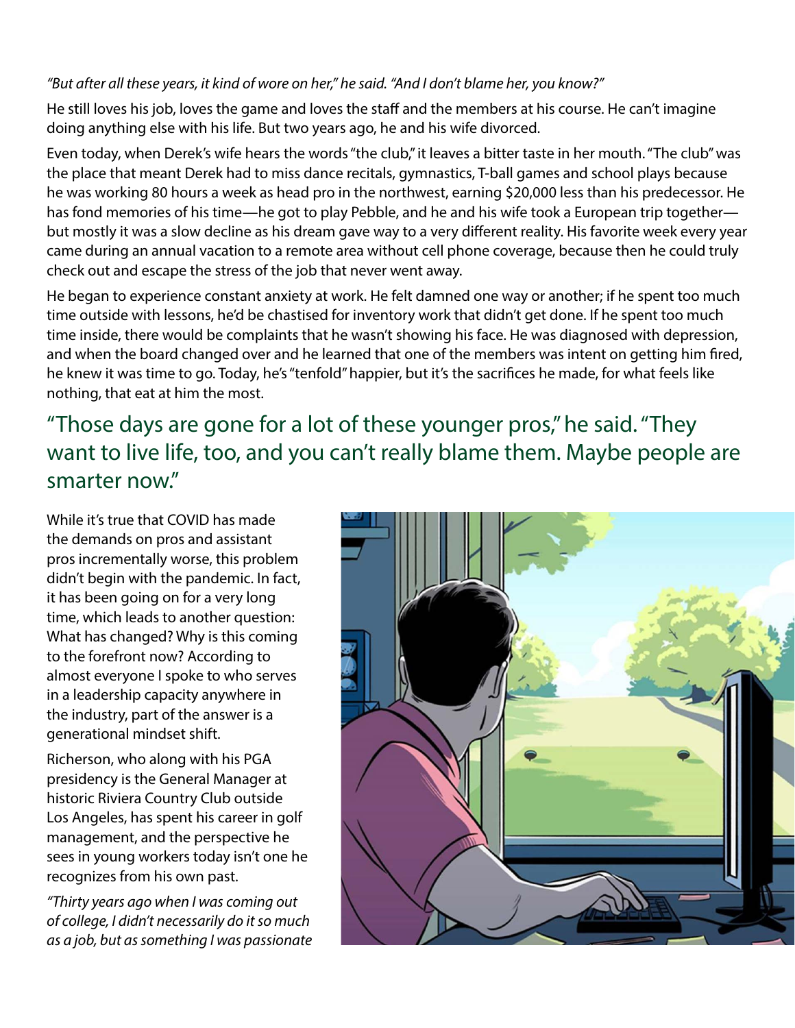*"But after all these years, it kind of wore on her," he said. "And I don't blame her, you know?"*

He still loves his job, loves the game and loves the staff and the members at his course. He can't imagine doing anything else with his life. But two years ago, he and his wife divorced.

Even today, when Derek's wife hears the words "the club," it leaves a bitter taste in her mouth. "The club" was the place that meant Derek had to miss dance recitals, gymnastics, T-ball games and school plays because he was working 80 hours a week as head pro in the northwest, earning $20,000 less than his predecessor. He has fond memories of his time—he got to play Pebble, and he and his wife took a European trip together—but mostly it was a slow decline as his dream gave way to a very different reality. His favorite week every year came during an annual vacation to a remote area without cell phone coverage, because then he could truly check out and escape the stress of the job that never went away.

He began to experience constant anxiety at work. He felt damned one way or another; if he spent too much time outside with lessons, he'd be chastised for inventory work that didn't get done. If he spent too much time inside, there would be complaints that he wasn't showing his face. He was diagnosed with depression, and when the board changed over and he learned that one of the members was intent on getting him fired, he knew it was time to go. Today, he's "tenfold" happier, but it's the sacrifices he made, for what feels like nothing, that eat at him the most.

## "Those days are gone for a lot of these younger pros," he said. "They want to live life, too, and you can't really blame them. Maybe people are smarter now."

While it's true that COVID has made the demands on pros and assistant pros incrementally worse, this problem didn't begin with the pandemic. In fact, it has been going on for a very long time, which leads to another question: What has changed? Why is this coming to the forefront now? According to almost everyone I spoke to who serves in a leadership capacity anywhere in the industry, part of the answer is a generational mindset shift.

Richerson, who along with his PGA presidency is the General Manager at historic Riviera Country Club outside Los Angeles, has spent his career in golf management, and the perspective he sees in young workers today isn't one he recognizes from his own past.

*"Thirty years ago when I was coming out of college, I didn't necessarily do it so much as a job, but as something I was passionate*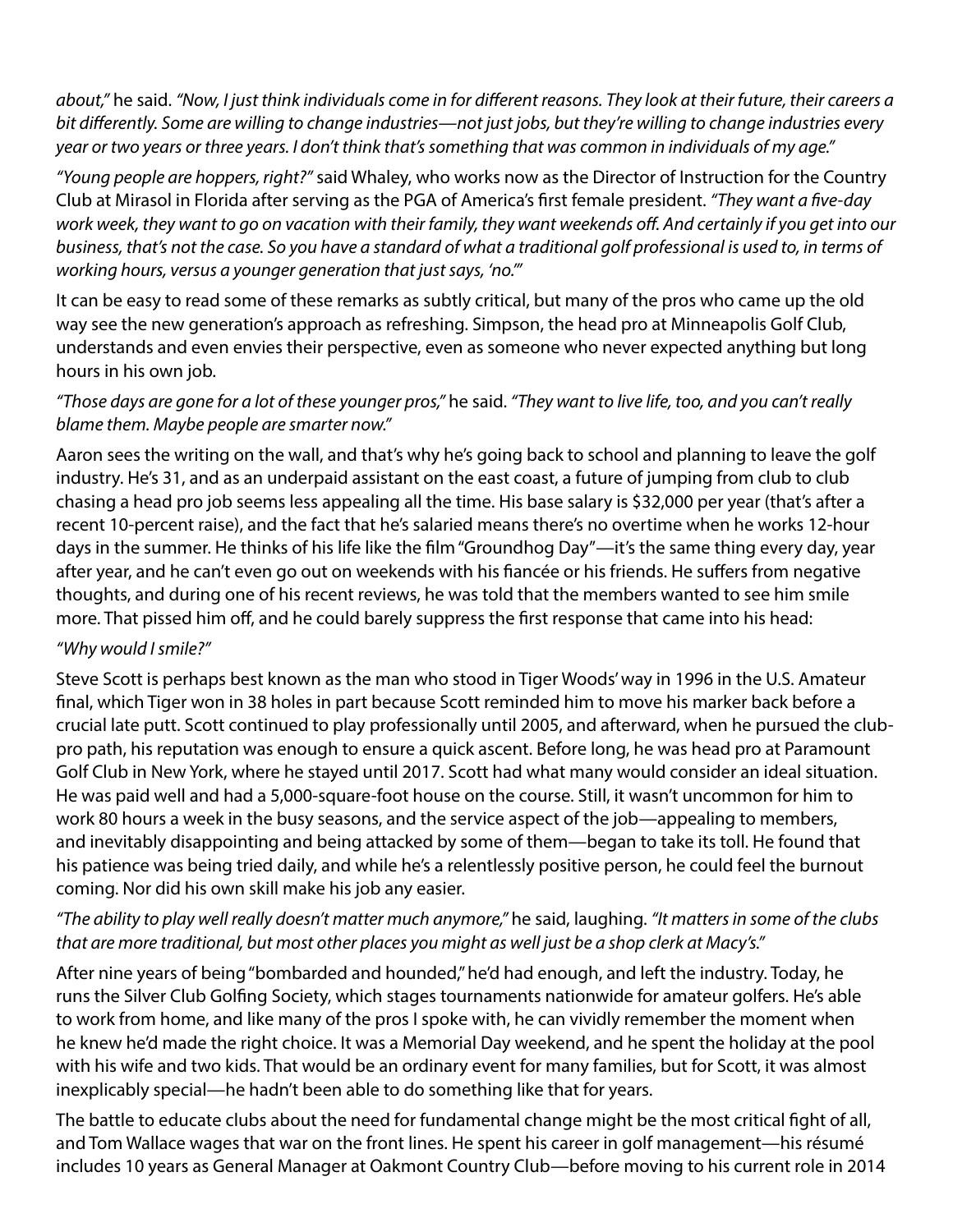*about,"* he said. *"Now, I just think individuals come in for different reasons. They look at their future, their careers a bit differently. Some are willing to change industries—not just jobs, but they're willing to change industries every year or two years or three years. I don't think that's something that was common in individuals of my age."*

*"Young people are hoppers, right?"* said Whaley, who works now as the Director of Instruction for the Country Club at Mirasol in Florida after serving as the PGA of America's first female president. *"They want a five-day work week, they want to go on vacation with their family, they want weekends off. And certainly if you get into our business, that's not the case. So you have a standard of what a traditional golf professional is used to, in terms of working hours, versus a younger generation that just says, 'no.'"*

It can be easy to read some of these remarks as subtly critical, but many of the pros who came up the old way see the new generation's approach as refreshing. Simpson, the head pro at Minneapolis Golf Club, understands and even envies their perspective, even as someone who never expected anything but long hours in his own job.

*"Those days are gone for a lot of these younger pros,"* he said. *"They want to live life, too, and you can't really blame them. Maybe people are smarter now."*

Aaron sees the writing on the wall, and that's why he's going back to school and planning to leave the golf industry. He's 31, and as an underpaid assistant on the east coast, a future of jumping from club to club chasing a head pro job seems less appealing all the time. His base salary is $32,000 per year (that's after a recent 10-percent raise), and the fact that he's salaried means there's no overtime when he works 12-hour days in the summer. He thinks of his life like the film "Groundhog Day"—it's the same thing every day, year after year, and he can't even go out on weekends with his fiancée or his friends. He suffers from negative thoughts, and during one of his recent reviews, he was told that the members wanted to see him smile more. That pissed him off, and he could barely suppress the first response that came into his head:

*"Why would I smile?"*

Steve Scott is perhaps best known as the man who stood in Tiger Woods' way in 1996 in the U.S. Amateur final, which Tiger won in 38 holes in part because Scott reminded him to move his marker back before a crucial late putt. Scott continued to play professionally until 2005, and afterward, when he pursued the club-pro path, his reputation was enough to ensure a quick ascent. Before long, he was head pro at Paramount Golf Club in New York, where he stayed until 2017. Scott had what many would consider an ideal situation. He was paid well and had a 5,000-square-foot house on the course. Still, it wasn't uncommon for him to work 80 hours a week in the busy seasons, and the service aspect of the job—appealing to members, and inevitably disappointing and being attacked by some of them—began to take its toll. He found that his patience was being tried daily, and while he's a relentlessly positive person, he could feel the burnout coming. Nor did his own skill make his job any easier.

*"The ability to play well really doesn't matter much anymore,"* he said, laughing. *"It matters in some of the clubs that are more traditional, but most other places you might as well just be a shop clerk at Macy's."*

After nine years of being "bombarded and hounded," he'd had enough, and left the industry. Today, he runs the Silver Club Golfing Society, which stages tournaments nationwide for amateur golfers. He's able to work from home, and like many of the pros I spoke with, he can vividly remember the moment when he knew he'd made the right choice. It was a Memorial Day weekend, and he spent the holiday at the pool with his wife and two kids. That would be an ordinary event for many families, but for Scott, it was almost inexplicably special—he hadn't been able to do something like that for years.

The battle to educate clubs about the need for fundamental change might be the most critical fight of all, and Tom Wallace wages that war on the front lines. He spent his career in golf management—his résumé includes 10 years as General Manager at Oakmont Country Club—before moving to his current role in 2014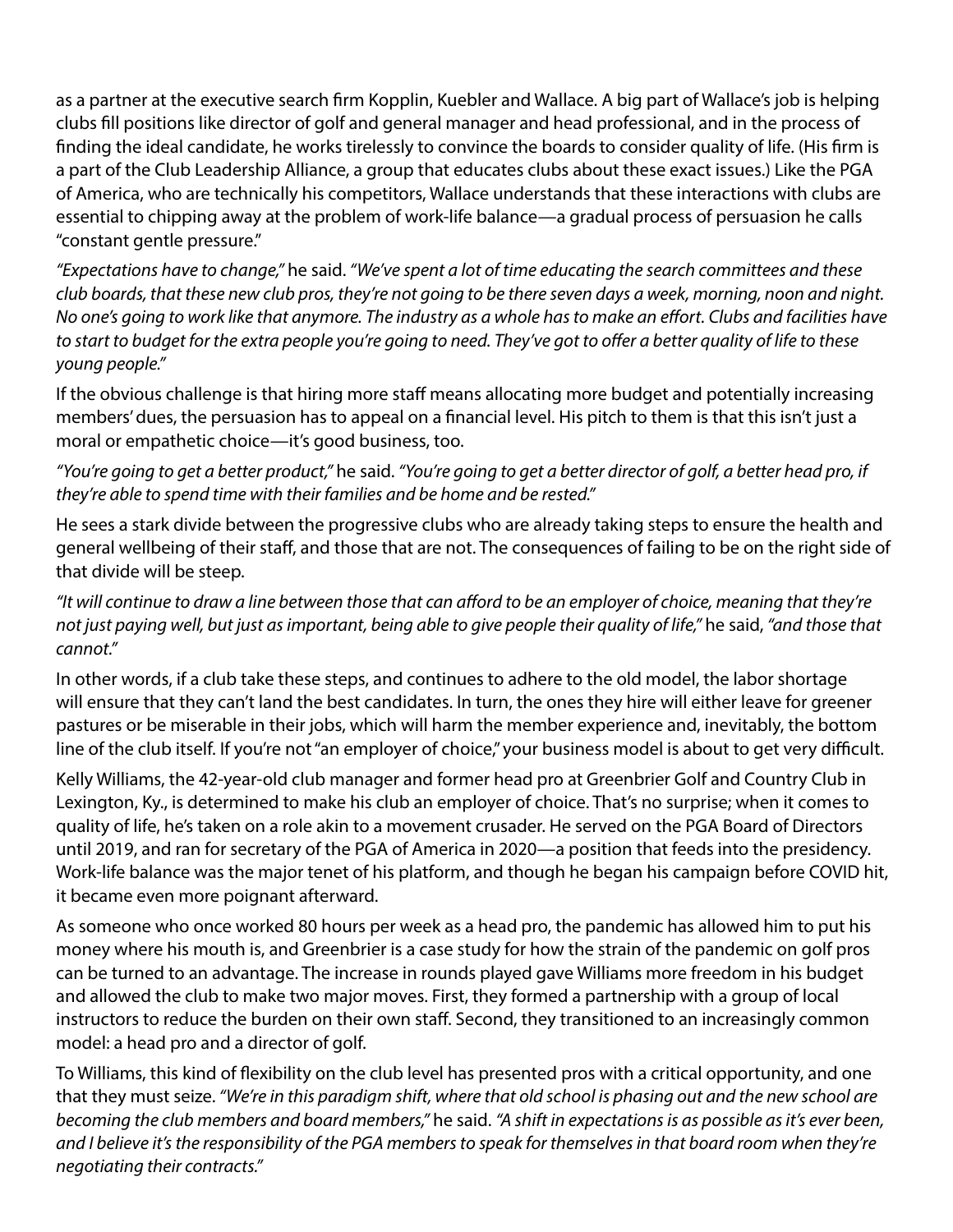as a partner at the executive search firm Kopplin, Kuebler and Wallace. A big part of Wallace's job is helping clubs fill positions like director of golf and general manager and head professional, and in the process of finding the ideal candidate, he works tirelessly to convince the boards to consider quality of life. (His firm is a part of the Club Leadership Alliance, a group that educates clubs about these exact issues.) Like the PGA of America, who are technically his competitors, Wallace understands that these interactions with clubs are essential to chipping away at the problem of work-life balance—a gradual process of persuasion he calls "constant gentle pressure."

*"Expectations have to change,"* he said. *"We've spent a lot of time educating the search committees and these club boards, that these new club pros, they're not going to be there seven days a week, morning, noon and night. No one's going to work like that anymore. The industry as a whole has to make an effort. Clubs and facilities have to start to budget for the extra people you're going to need. They've got to offer a better quality of life to these young people."*

If the obvious challenge is that hiring more staff means allocating more budget and potentially increasing members' dues, the persuasion has to appeal on a financial level. His pitch to them is that this isn't just a moral or empathetic choice—it's good business, too.

*"You're going to get a better product,"* he said. *"You're going to get a better director of golf, a better head pro, if they're able to spend time with their families and be home and be rested."*

He sees a stark divide between the progressive clubs who are already taking steps to ensure the health and general wellbeing of their staff, and those that are not. The consequences of failing to be on the right side of that divide will be steep.

*"It will continue to draw a line between those that can afford to be an employer of choice, meaning that they're not just paying well, but just as important, being able to give people their quality of life,"* he said, *"and those that cannot."*

In other words, if a club take these steps, and continues to adhere to the old model, the labor shortage will ensure that they can't land the best candidates. In turn, the ones they hire will either leave for greener pastures or be miserable in their jobs, which will harm the member experience and, inevitably, the bottom line of the club itself. If you're not "an employer of choice," your business model is about to get very difficult.

Kelly Williams, the 42-year-old club manager and former head pro at Greenbrier Golf and Country Club in Lexington, Ky., is determined to make his club an employer of choice. That's no surprise; when it comes to quality of life, he's taken on a role akin to a movement crusader. He served on the PGA Board of Directors until 2019, and ran for secretary of the PGA of America in 2020—a position that feeds into the presidency. Work-life balance was the major tenet of his platform, and though he began his campaign before COVID hit, it became even more poignant afterward.

As someone who once worked 80 hours per week as a head pro, the pandemic has allowed him to put his money where his mouth is, and Greenbrier is a case study for how the strain of the pandemic on golf pros can be turned to an advantage. The increase in rounds played gave Williams more freedom in his budget and allowed the club to make two major moves. First, they formed a partnership with a group of local instructors to reduce the burden on their own staff. Second, they transitioned to an increasingly common model: a head pro and a director of golf.

To Williams, this kind of flexibility on the club level has presented pros with a critical opportunity, and one that they must seize. *"We're in this paradigm shift, where that old school is phasing out and the new school are becoming the club members and board members,"* he said. *"A shift in expectations is as possible as it's ever been, and I believe it's the responsibility of the PGA members to speak for themselves in that board room when they're negotiating their contracts."*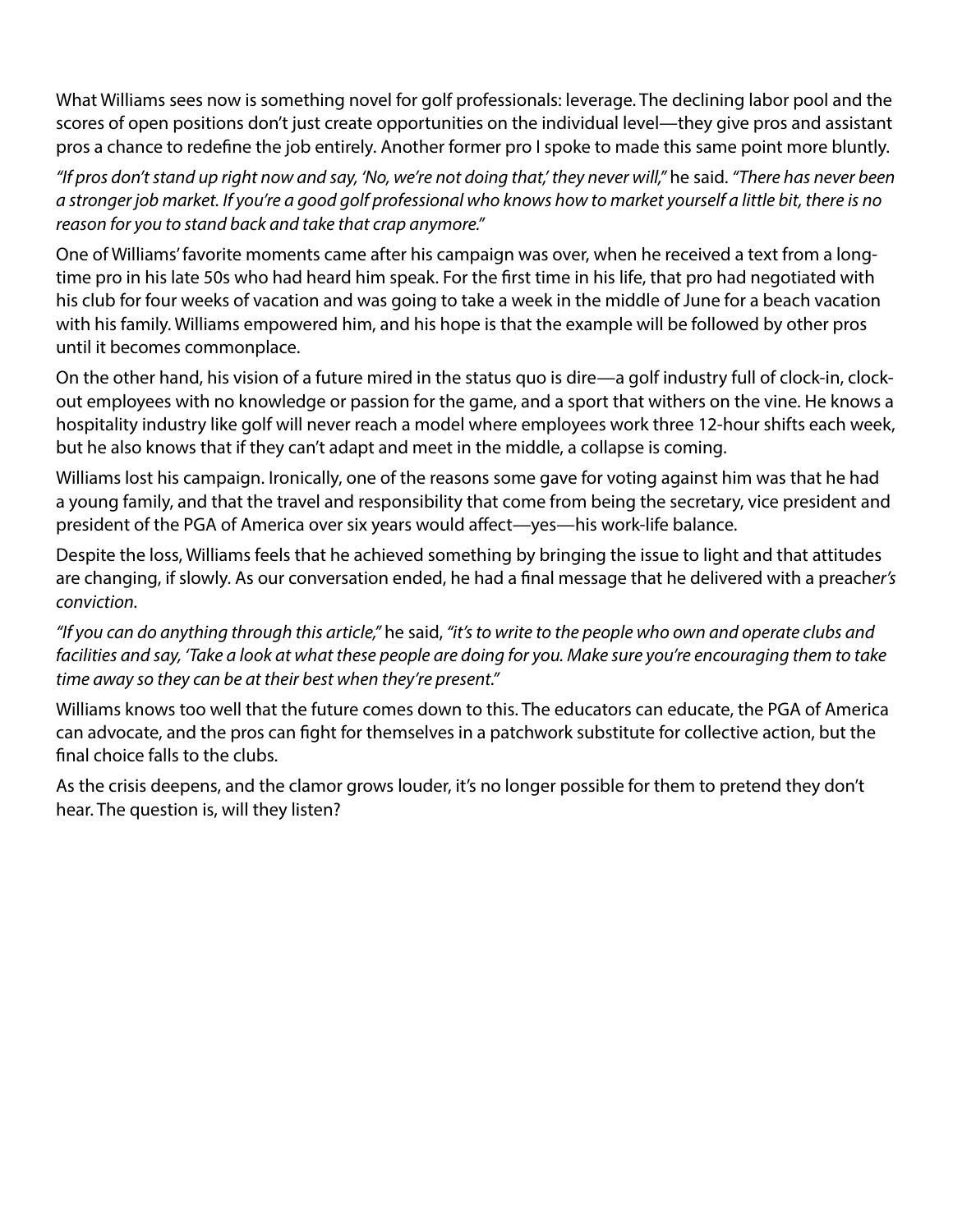What Williams sees now is something novel for golf professionals: leverage. The declining labor pool and the scores of open positions don't just create opportunities on the individual level—they give pros and assistant pros a chance to redefine the job entirely. Another former pro I spoke to made this same point more bluntly.

*"If pros don't stand up right now and say, 'No, we're not doing that,' they never will,"* he said. *"There has never been a stronger job market. If you're a good golf professional who knows how to market yourself a little bit, there is no reason for you to stand back and take that crap anymore."*

One of Williams' favorite moments came after his campaign was over, when he received a text from a long-time pro in his late 50s who had heard him speak. For the first time in his life, that pro had negotiated with his club for four weeks of vacation and was going to take a week in the middle of June for a beach vacation with his family. Williams empowered him, and his hope is that the example will be followed by other pros until it becomes commonplace.

On the other hand, his vision of a future mired in the status quo is dire—a golf industry full of clock-in, clock-out employees with no knowledge or passion for the game, and a sport that withers on the vine. He knows a hospitality industry like golf will never reach a model where employees work three 12-hour shifts each week, but he also knows that if they can't adapt and meet in the middle, a collapse is coming.

Williams lost his campaign. Ironically, one of the reasons some gave for voting against him was that he had a young family, and that the travel and responsibility that come from being the secretary, vice president and president of the PGA of America over six years would affect—yes—his work-life balance.

Despite the loss, Williams feels that he achieved something by bringing the issue to light and that attitudes are changing, if slowly. As our conversation ended, he had a final message that he delivered with a preach*er's conviction.*

*"If you can do anything through this article,"* he said, *"it's to write to the people who own and operate clubs and facilities and say, 'Take a look at what these people are doing for you. Make sure you're encouraging them to take time away so they can be at their best when they're present."*

Williams knows too well that the future comes down to this. The educators can educate, the PGA of America can advocate, and the pros can fight for themselves in a patchwork substitute for collective action, but the final choice falls to the clubs.

As the crisis deepens, and the clamor grows louder, it's no longer possible for them to pretend they don't hear. The question is, will they listen?